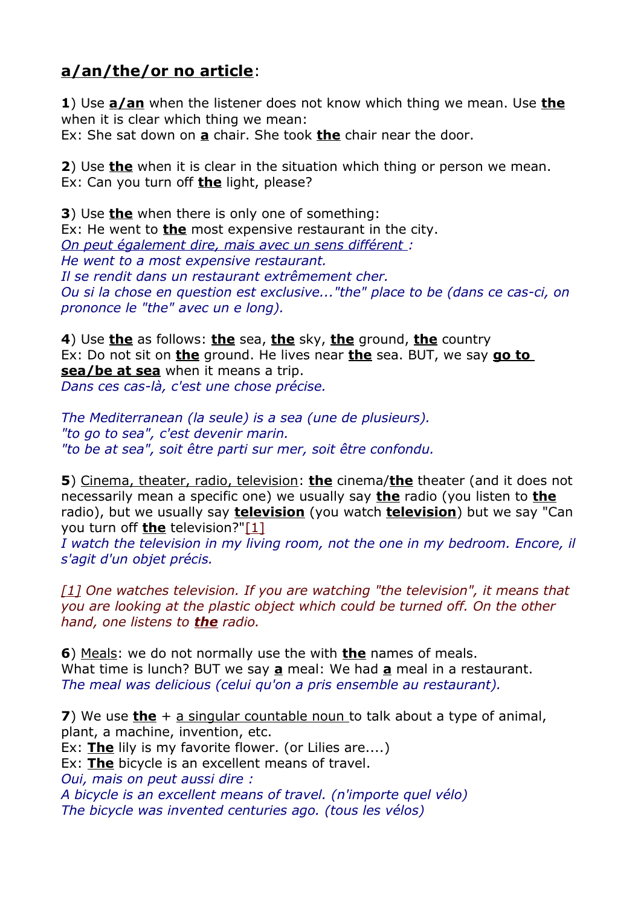## **a/an/the/or no article**:

**1**) Use **a/an** when the listener does not know which thing we mean. Use **the** when it is clear which thing we mean:
Ex: She sat down on **a** chair. She took **the** chair near the door.

**2**) Use **the** when it is clear in the situation which thing or person we mean.
Ex: Can you turn off **the** light, please?

**3**) Use **the** when there is only one of something:
Ex: He went to **the** most expensive restaurant in the city.
*On peut également dire, mais avec un sens différent :*
*He went to a most expensive restaurant.*
*Il se rendit dans un restaurant extrêmement cher.*
*Ou si la chose en question est exclusive..."the" place to be (dans ce cas-ci, on prononce le "the" avec un e long).*

**4**) Use **the** as follows: **the** sea, **the** sky, **the** ground, **the** country
Ex: Do not sit on **the** ground. He lives near **the** sea. BUT, we say **go to sea/be at sea** when it means a trip.
*Dans ces cas-là, c'est une chose précise.*

*The Mediterranean (la seule) is a sea (une de plusieurs).*
*"to go to sea", c'est devenir marin.*
*"to be at sea", soit être parti sur mer, soit être confondu.*

**5**) Cinema, theater, radio, television: **the** cinema/**the** theater (and it does not necessarily mean a specific one) we usually say **the** radio (you listen to **the** radio), but we usually say **television** (you watch **television**) but we say "Can you turn off **the** television?"[1]
*I watch the television in my living room, not the one in my bedroom. Encore, il s'agit d'un objet précis.*

*[1] One watches television. If you are watching "the television", it means that you are looking at the plastic object which could be turned off. On the other hand, one listens to* ***the*** *radio.*

**6**) Meals: we do not normally use the with **the** names of meals.
What time is lunch? BUT we say **a** meal: We had **a** meal in a restaurant.
*The meal was delicious (celui qu'on a pris ensemble au restaurant).*

**7**) We use **the** + a singular countable noun to talk about a type of animal, plant, a machine, invention, etc.
Ex: **The** lily is my favorite flower. (or Lilies are....)
Ex: **The** bicycle is an excellent means of travel.
*Oui, mais on peut aussi dire :*
*A bicycle is an excellent means of travel. (n'importe quel vélo)*
*The bicycle was invented centuries ago. (tous les vélos)*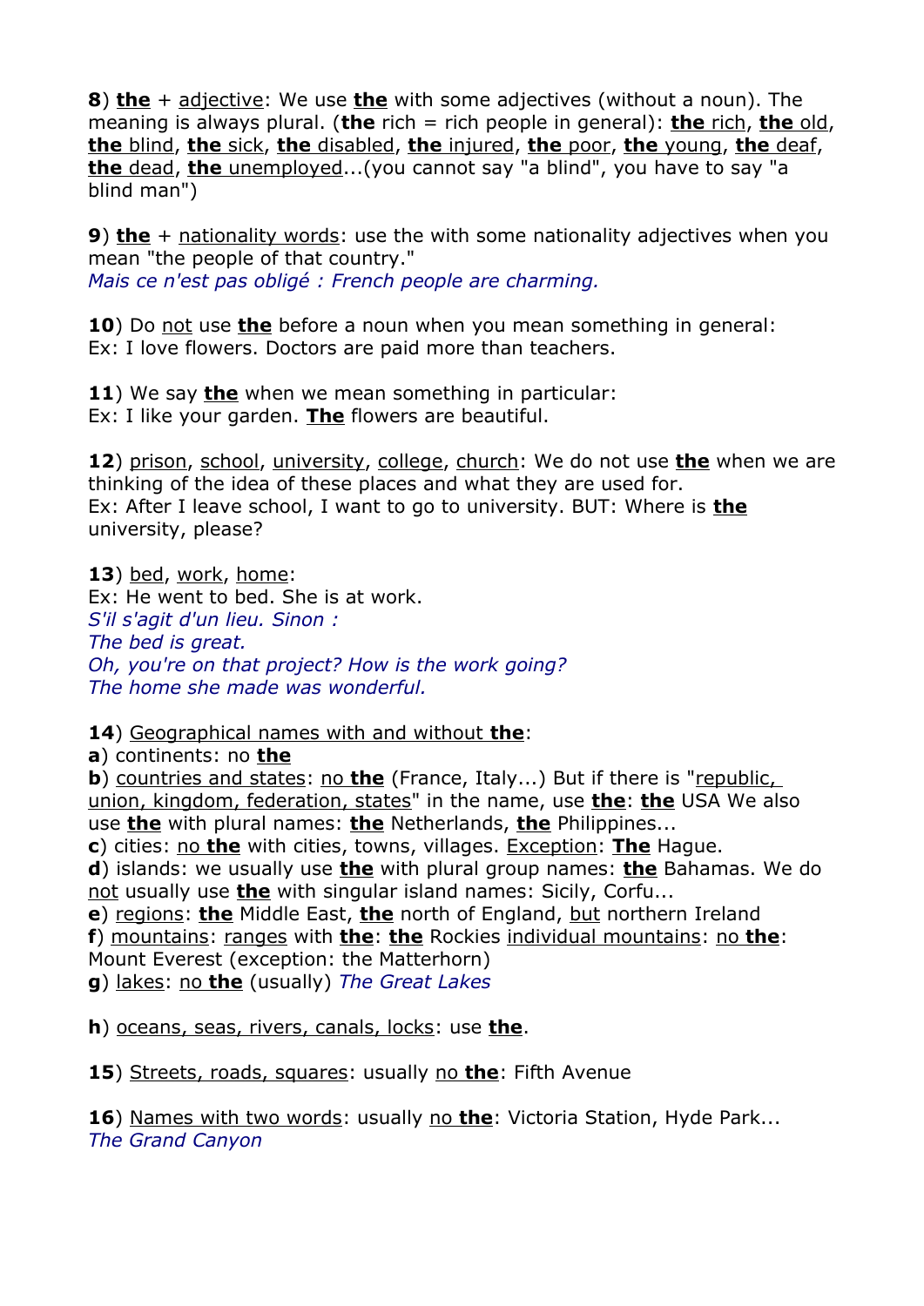**8**) **the** + adjective: We use **the** with some adjectives (without a noun). The meaning is always plural. (**the** rich = rich people in general): **the** rich, **the** old, **the** blind, **the** sick, **the** disabled, **the** injured, **the** poor, **the** young, **the** deaf, **the** dead, **the** unemployed...(you cannot say "a blind", you have to say "a blind man")

**9**) **the** + nationality words: use the with some nationality adjectives when you mean "the people of that country."
*Mais ce n'est pas obligé : French people are charming.*

**10**) Do not use **the** before a noun when you mean something in general:
Ex: I love flowers. Doctors are paid more than teachers.

**11**) We say **the** when we mean something in particular:
Ex: I like your garden. **The** flowers are beautiful.

**12**) prison, school, university, college, church: We do not use **the** when we are thinking of the idea of these places and what they are used for.
Ex: After I leave school, I want to go to university. BUT: Where is **the** university, please?

**13**) bed, work, home:
Ex: He went to bed. She is at work.
*S'il s'agit d'un lieu. Sinon :*
*The bed is great.*
*Oh, you're on that project? How is the work going?*
*The home she made was wonderful.*

**14**) Geographical names with and without **the**:
**a**) continents: no **the**
**b**) countries and states: no **the** (France, Italy...) But if there is "republic, union, kingdom, federation, states" in the name, use **the**: **the** USA We also use **the** with plural names: **the** Netherlands, **the** Philippines...
**c**) cities: no **the** with cities, towns, villages. Exception: **The** Hague.
**d**) islands: we usually use **the** with plural group names: **the** Bahamas. We do not usually use **the** with singular island names: Sicily, Corfu...
**e**) regions: **the** Middle East, **the** north of England, but northern Ireland
**f**) mountains: ranges with **the**: **the** Rockies individual mountains: no **the**: Mount Everest (exception: the Matterhorn)
**g**) lakes: no **the** (usually) *The Great Lakes*

**h**) oceans, seas, rivers, canals, locks: use **the**.

**15**) Streets, roads, squares: usually no **the**: Fifth Avenue

**16**) Names with two words: usually no **the**: Victoria Station, Hyde Park...
*The Grand Canyon*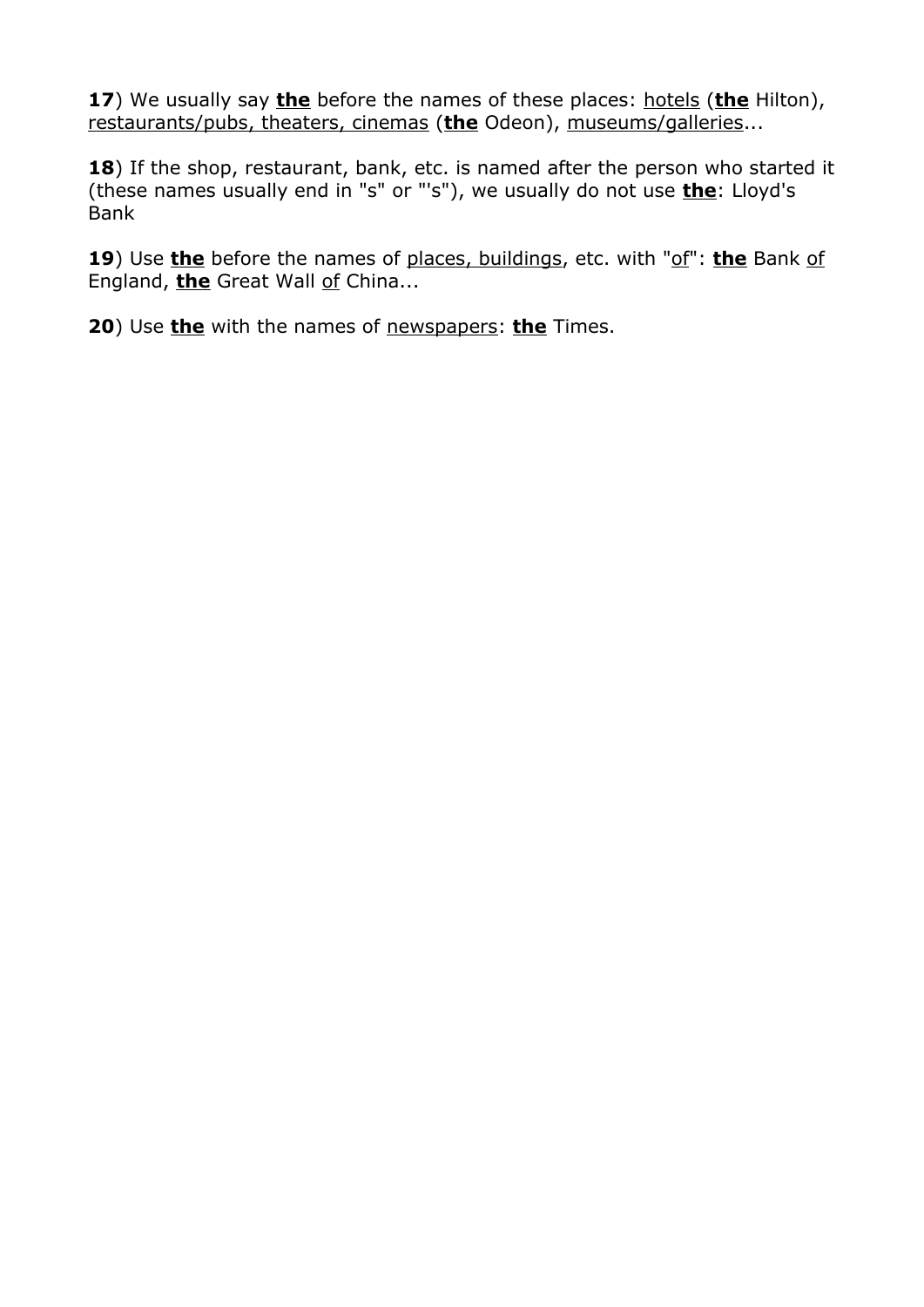**17**) We usually say **<u>the</u>** before the names of these places: <u>hotels</u> (**the** Hilton), <u>restaurants/pubs, theaters, cinemas</u> (**the** Odeon), <u>museums/galleries</u>...

**18**) If the shop, restaurant, bank, etc. is named after the person who started it (these names usually end in "s" or "'s"), we usually do not use **<u>the</u>**: Lloyd's Bank

**19**) Use **<u>the</u>** before the names of <u>places, buildings</u>, etc. with "<u>of</u>": **<u>the</u>** Bank <u>of</u> England, **<u>the</u>** Great Wall <u>of</u> China...

**20**) Use **<u>the</u>** with the names of <u>newspapers</u>: **<u>the</u>** Times.